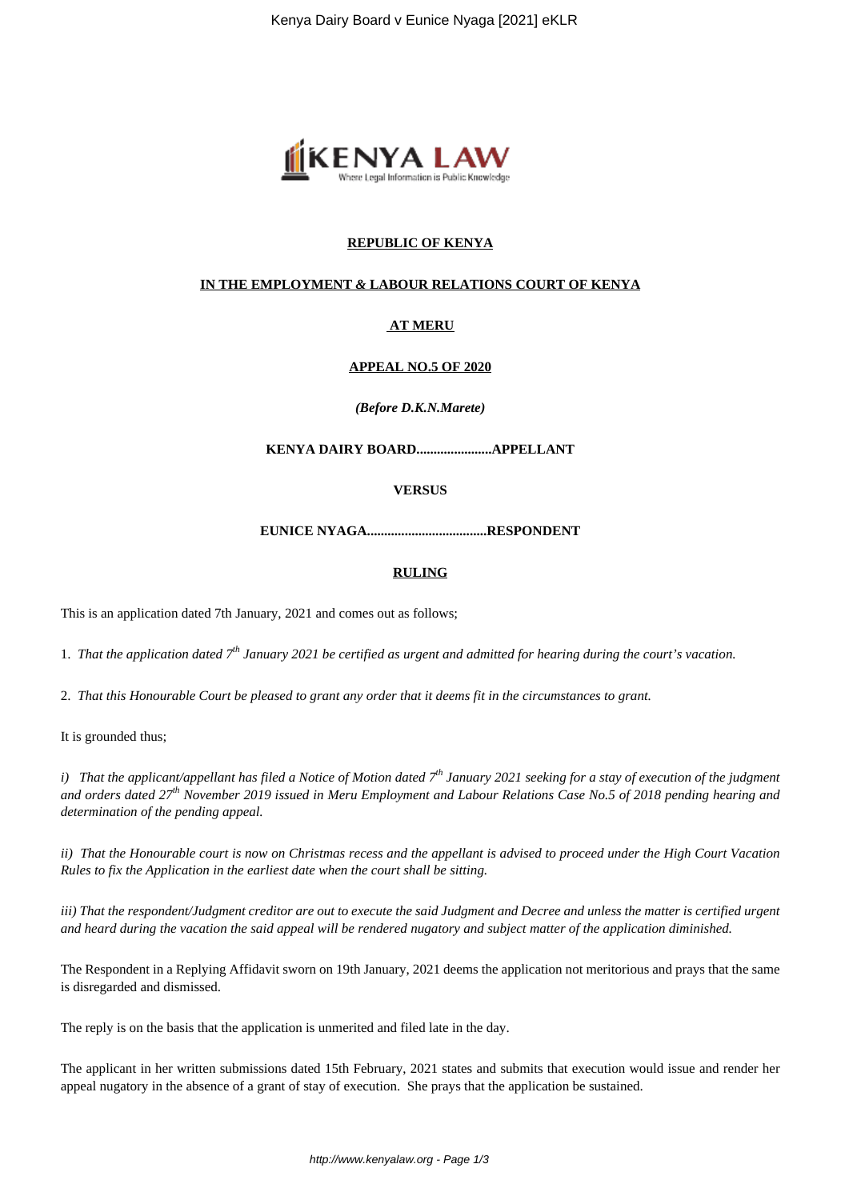**REPUBLIC OF KENYA**

**IN THE EMPLOYMENT & LABOUR RELATIONS COURT OF KENYA**

**AT MERU**

**APPEAL NO.5 OF 2020**

***(Before D.K.N.Marete)***

**KENYA DAIRY BOARD......................APPELLANT**

**VERSUS**

**EUNICE NYAGA...................................RESPONDENT**

**RULING**

This is an application dated 7th January, 2021 and comes out as follows;

1. *That the application dated 7th January 2021 be certified as urgent and admitted for hearing during the court's vacation.*

2. *That this Honourable Court be pleased to grant any order that it deems fit in the circumstances to grant.*

It is grounded thus;

*i) That the applicant/appellant has filed a Notice of Motion dated 7th January 2021 seeking for a stay of execution of the judgment and orders dated 27th November 2019 issued in Meru Employment and Labour Relations Case No.5 of 2018 pending hearing and determination of the pending appeal.*

*ii) That the Honourable court is now on Christmas recess and the appellant is advised to proceed under the High Court Vacation Rules to fix the Application in the earliest date when the court shall be sitting.*

*iii) That the respondent/Judgment creditor are out to execute the said Judgment and Decree and unless the matter is certified urgent and heard during the vacation the said appeal will be rendered nugatory and subject matter of the application diminished.*

The Respondent in a Replying Affidavit sworn on 19th January, 2021 deems the application not meritorious and prays that the same is disregarded and dismissed.

The reply is on the basis that the application is unmerited and filed late in the day.

The applicant in her written submissions dated 15th February, 2021 states and submits that execution would issue and render her appeal nugatory in the absence of a grant of stay of execution. She prays that the application be sustained.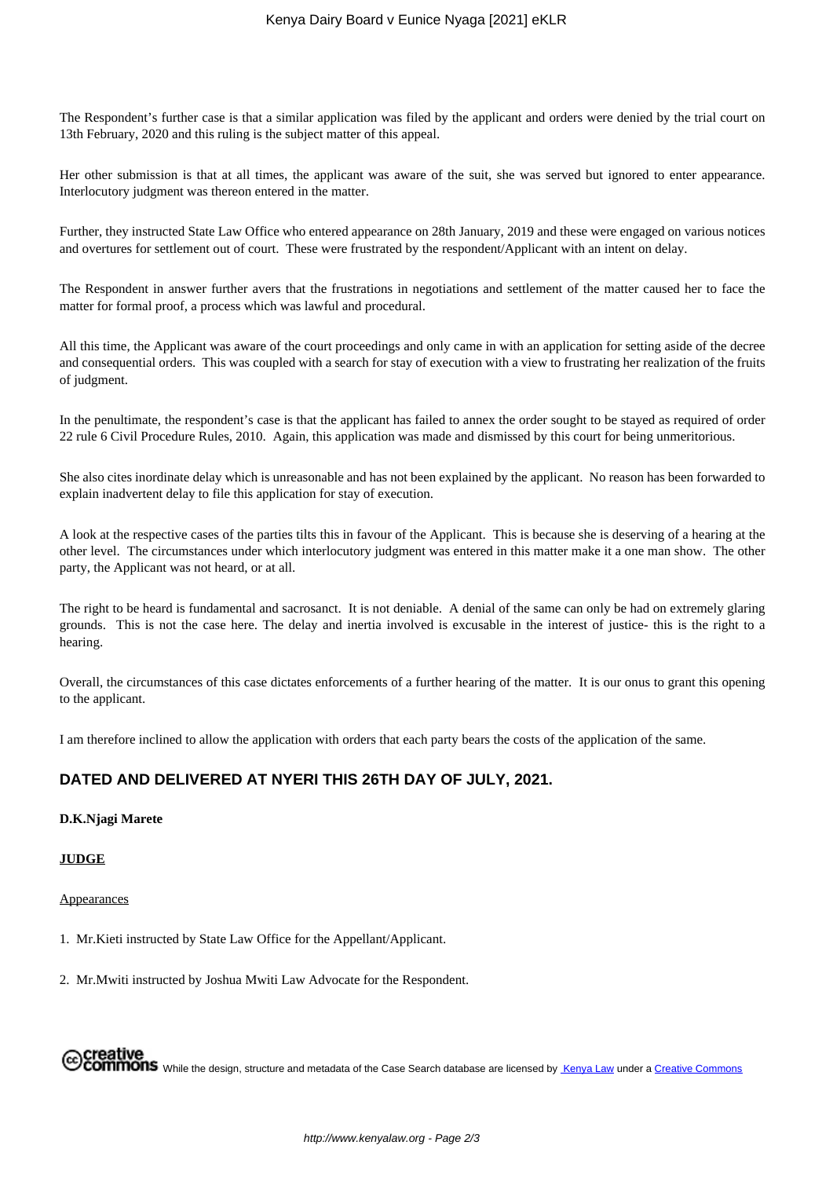The Respondent's further case is that a similar application was filed by the applicant and orders were denied by the trial court on 13th February, 2020 and this ruling is the subject matter of this appeal.

Her other submission is that at all times, the applicant was aware of the suit, she was served but ignored to enter appearance. Interlocutory judgment was thereon entered in the matter.

Further, they instructed State Law Office who entered appearance on 28th January, 2019 and these were engaged on various notices and overtures for settlement out of court. These were frustrated by the respondent/Applicant with an intent on delay.

The Respondent in answer further avers that the frustrations in negotiations and settlement of the matter caused her to face the matter for formal proof, a process which was lawful and procedural.

All this time, the Applicant was aware of the court proceedings and only came in with an application for setting aside of the decree and consequential orders. This was coupled with a search for stay of execution with a view to frustrating her realization of the fruits of judgment.

In the penultimate, the respondent's case is that the applicant has failed to annex the order sought to be stayed as required of order 22 rule 6 Civil Procedure Rules, 2010. Again, this application was made and dismissed by this court for being unmeritorious.

She also cites inordinate delay which is unreasonable and has not been explained by the applicant. No reason has been forwarded to explain inadvertent delay to file this application for stay of execution.

A look at the respective cases of the parties tilts this in favour of the Applicant. This is because she is deserving of a hearing at the other level. The circumstances under which interlocutory judgment was entered in this matter make it a one man show. The other party, the Applicant was not heard, or at all.

The right to be heard is fundamental and sacrosanct. It is not deniable. A denial of the same can only be had on extremely glaring grounds. This is not the case here. The delay and inertia involved is excusable in the interest of justice- this is the right to a hearing.

Overall, the circumstances of this case dictates enforcements of a further hearing of the matter. It is our onus to grant this opening to the applicant.

I am therefore inclined to allow the application with orders that each party bears the costs of the application of the same.

### DATED AND DELIVERED AT NYERI THIS 26TH DAY OF JULY, 2021.

**D.K.Njagi Marete**

**JUDGE**

Appearances

1. Mr.Kieti instructed by State Law Office for the Appellant/Applicant.
2. Mr.Mwiti instructed by Joshua Mwiti Law Advocate for the Respondent.

While the design, structure and metadata of the Case Search database are licensed by Kenya Law under a Creative Commons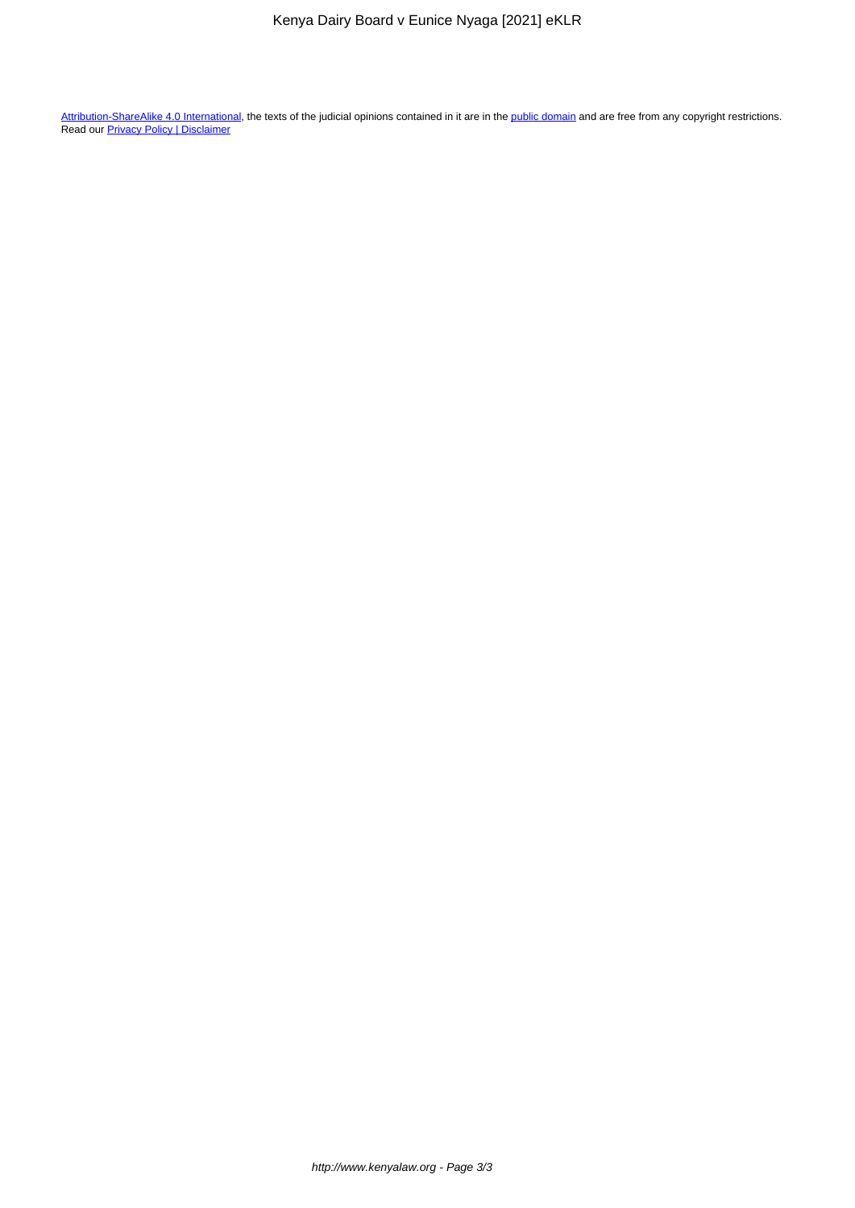Attribution-ShareAlike 4.0 International, the texts of the judicial opinions contained in it are in the public domain and are free from any copyright restrictions.
Read our Privacy Policy | Disclaimer